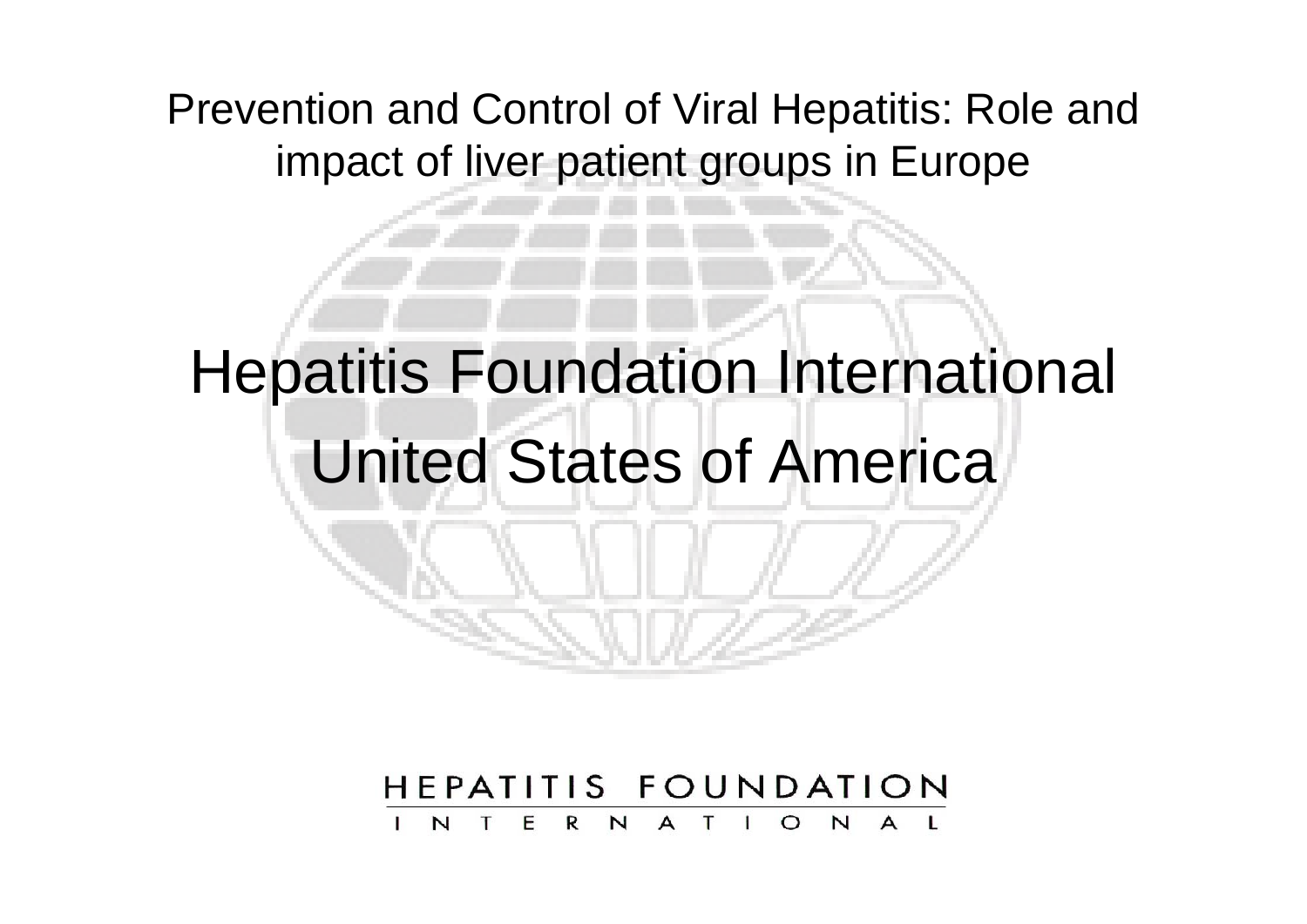Prevention and Control of Viral Hepatitis: Role and impact of liver patient groups in Europe

# Hepatitis Foundation International

# United States of America

HEPATITIS FOUNDATION INTERNATIONAL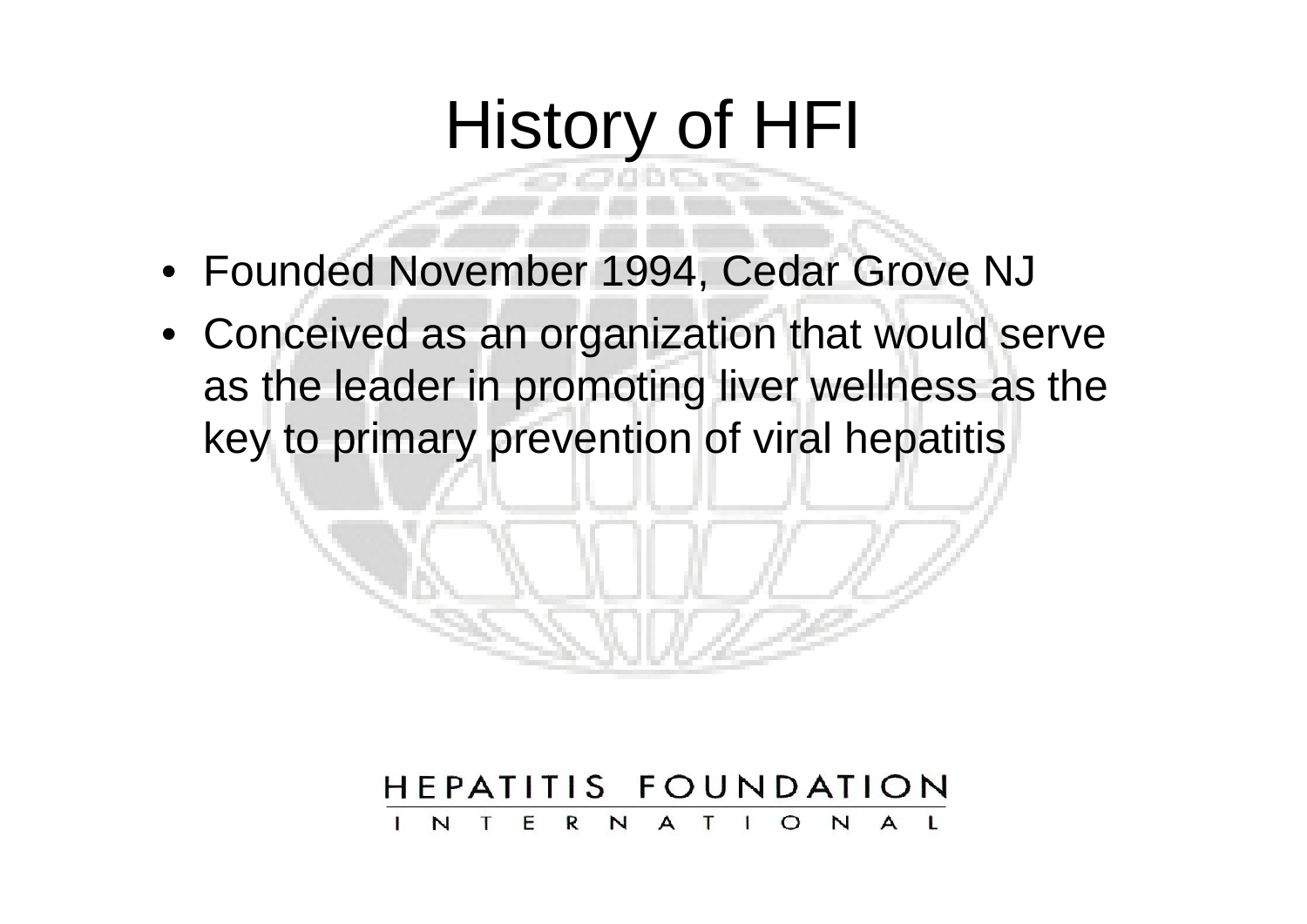# History of HFI

- Founded November 1994, Cedar Grove NJ
- Conceived as an organization that would serve as the leader in promoting liver wellness as the key to primary prevention of viral hepatitis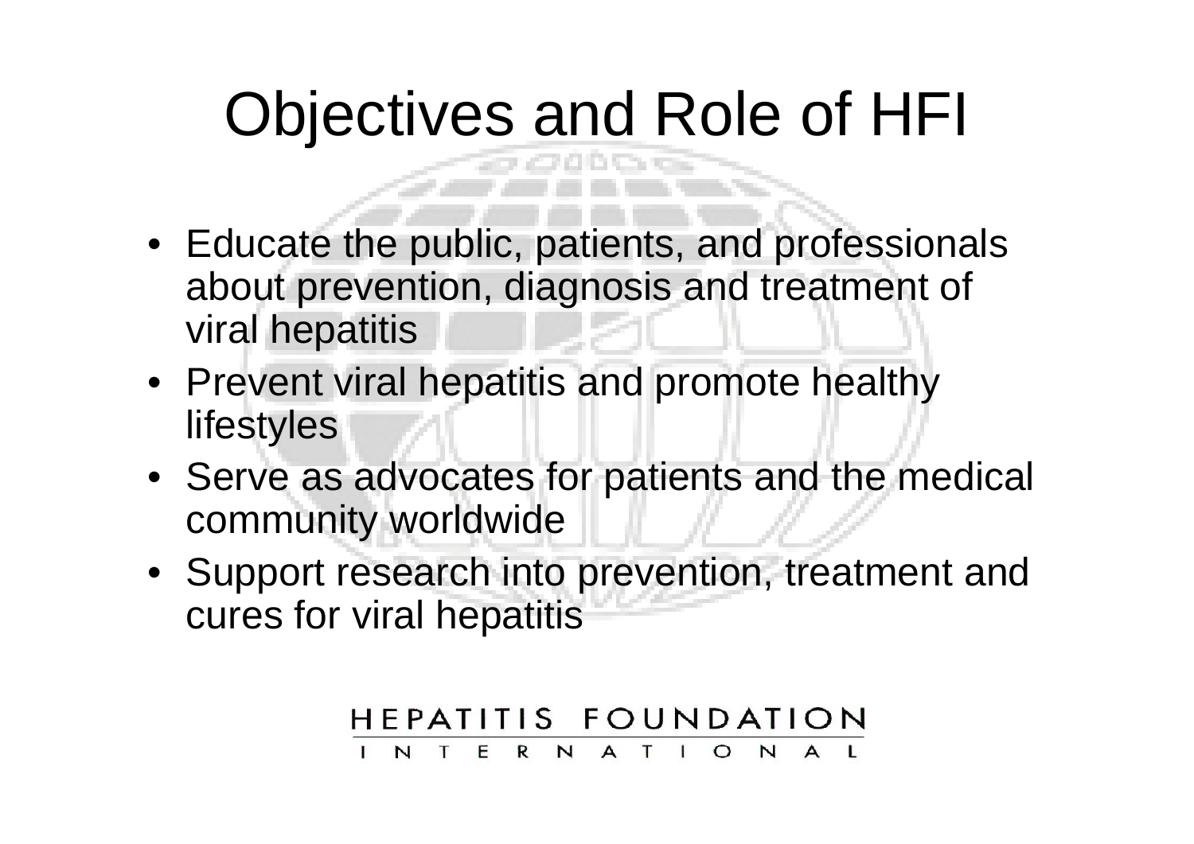# Objectives and Role of HFI

- Educate the public, patients, and professionals about prevention, diagnosis and treatment of viral hepatitis
- Prevent viral hepatitis and promote healthy lifestyles
- Serve as advocates for patients and the medical community worldwide
- Support research into prevention, treatment and cures for viral hepatitis

HEPATITIS FOUNDATION
INTERNATIONAL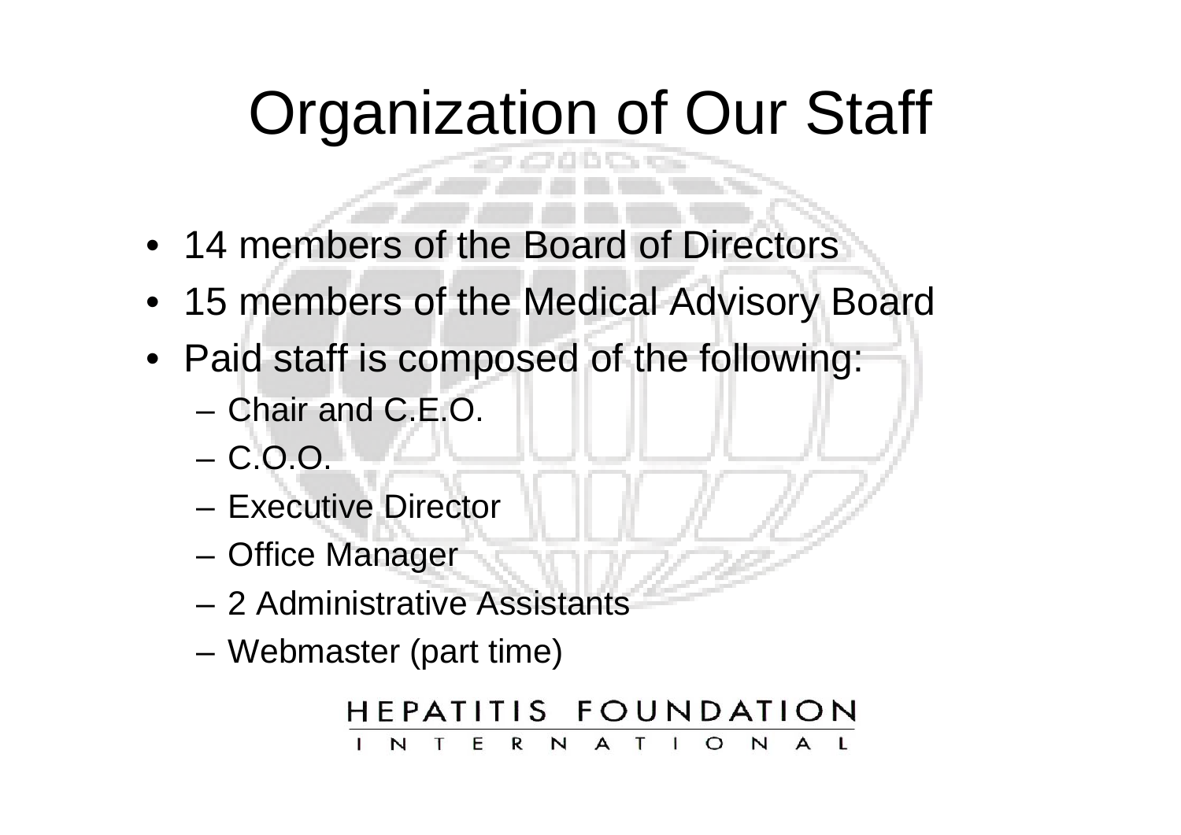# Organization of Our Staff

- 14 members of the Board of Directors
- 15 members of the Medical Advisory Board
- Paid staff is composed of the following:
  - Chair and C.E.O.
  - C.O.O.
  - Executive Director
  - Office Manager
  - 2 Administrative Assistants
  - Webmaster (part time)

HEPATITIS FOUNDATION INTERNATIONAL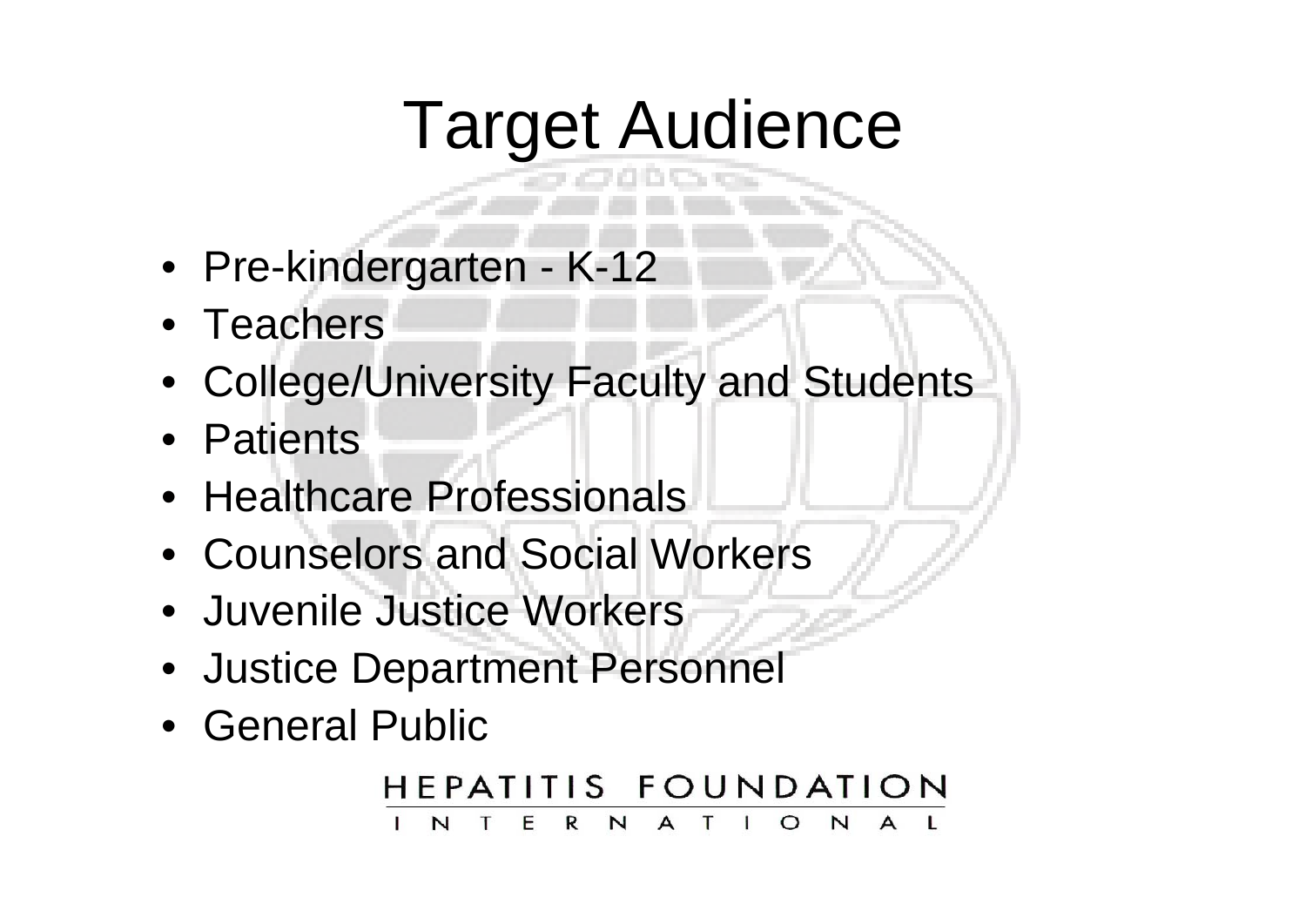# Target Audience

- Pre-kindergarten - K-12
- Teachers
- College/University Faculty and Students
- Patients
- Healthcare Professionals
- Counselors and Social Workers
- Juvenile Justice Workers
- Justice Department Personnel
- General Public

HEPATITIS FOUNDATION INTERNATIONAL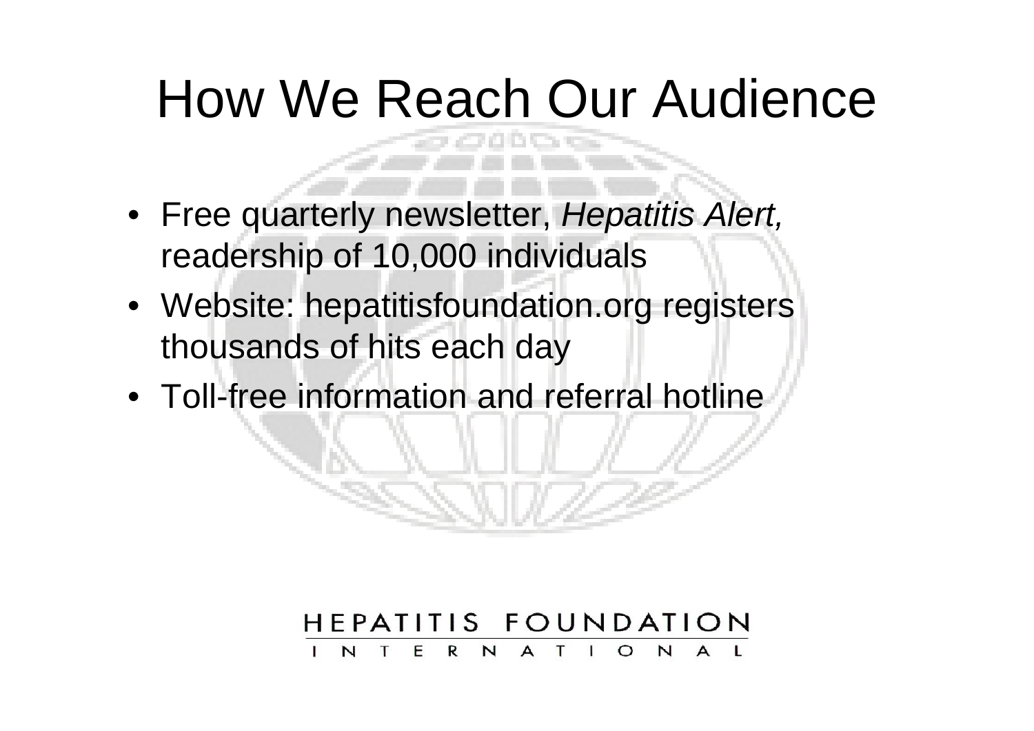# How We Reach Our Audience

- Free quarterly newsletter, *Hepatitis Alert,* readership of 10,000 individuals
- Website: hepatitisfoundation.org registers thousands of hits each day
- Toll-free information and referral hotline

HEPATITIS FOUNDATION
INTERNATIONAL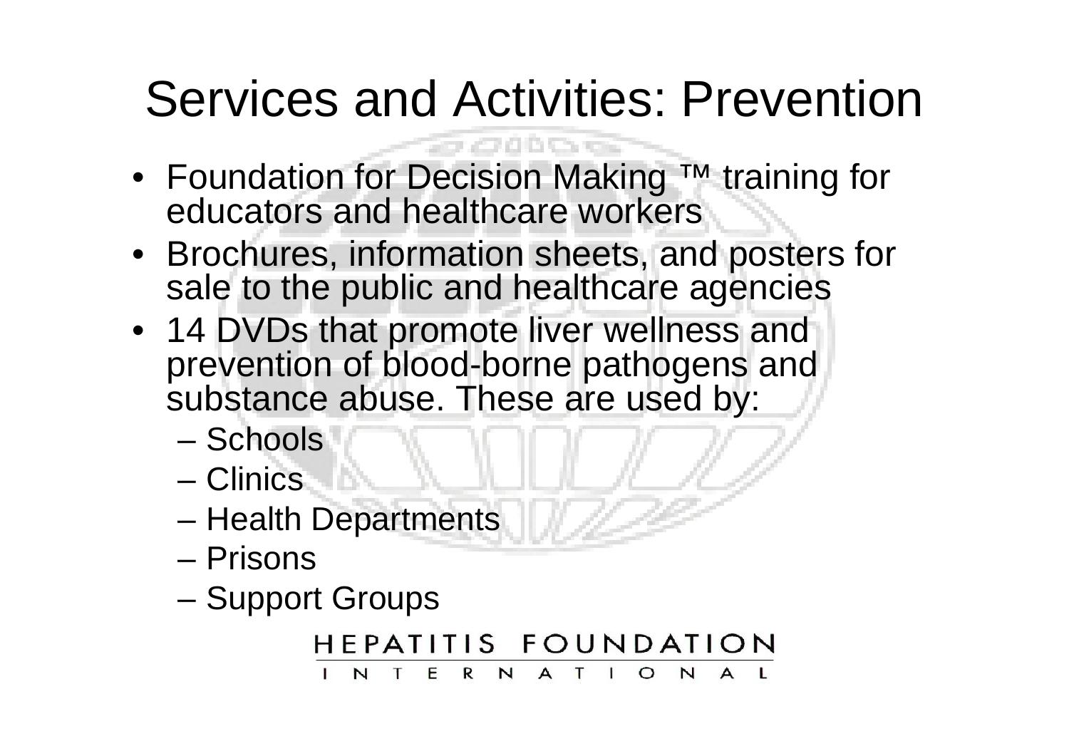# Services and Activities: Prevention

- Foundation for Decision Making ™ training for educators and healthcare workers
- Brochures, information sheets, and posters for sale to the public and healthcare agencies
- 14 DVDs that promote liver wellness and prevention of blood-borne pathogens and substance abuse. These are used by:
  - Schools
  - Clinics
  - Health Departments
  - Prisons
  - Support Groups

HEPATITIS FOUNDATION INTERNATIONAL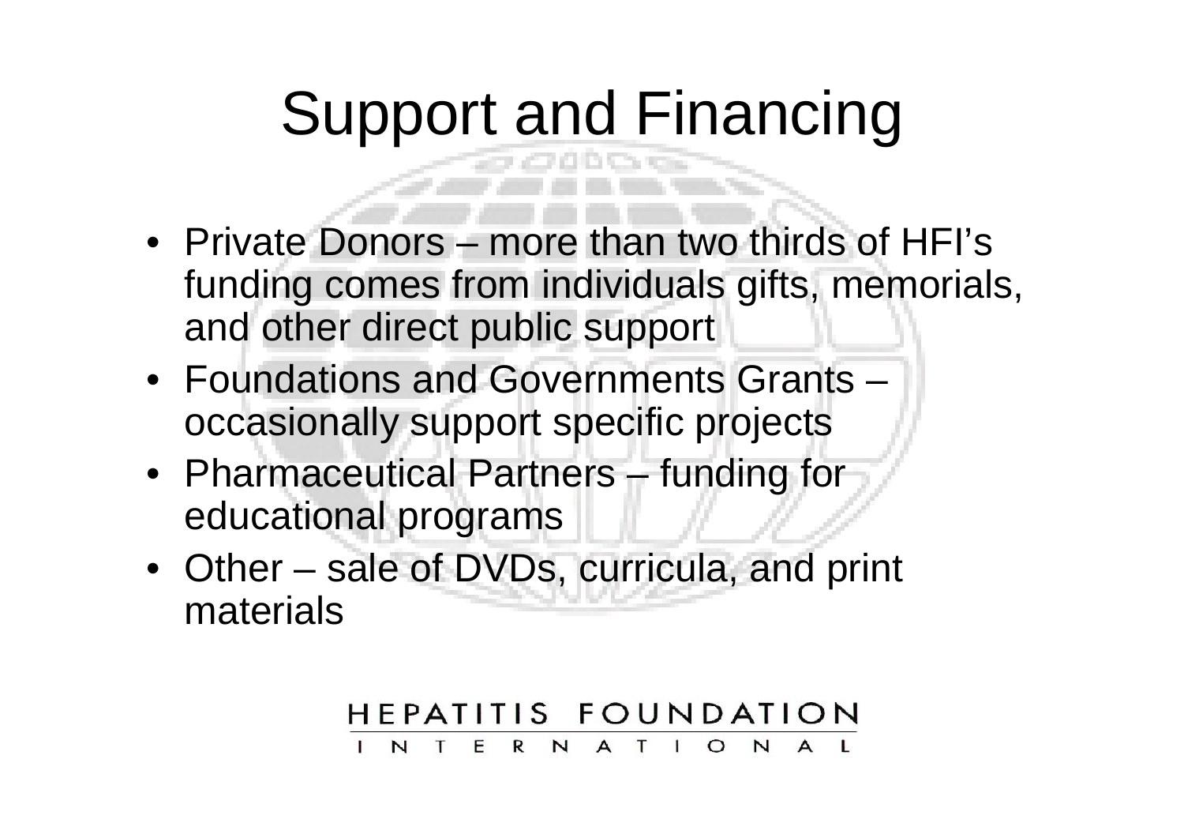# Support and Financing

- Private Donors – more than two thirds of HFI's funding comes from individuals gifts, memorials, and other direct public support
- Foundations and Governments Grants – occasionally support specific projects
- Pharmaceutical Partners – funding for educational programs
- Other – sale of DVDs, curricula, and print materials

HEPATITIS FOUNDATION INTERNATIONAL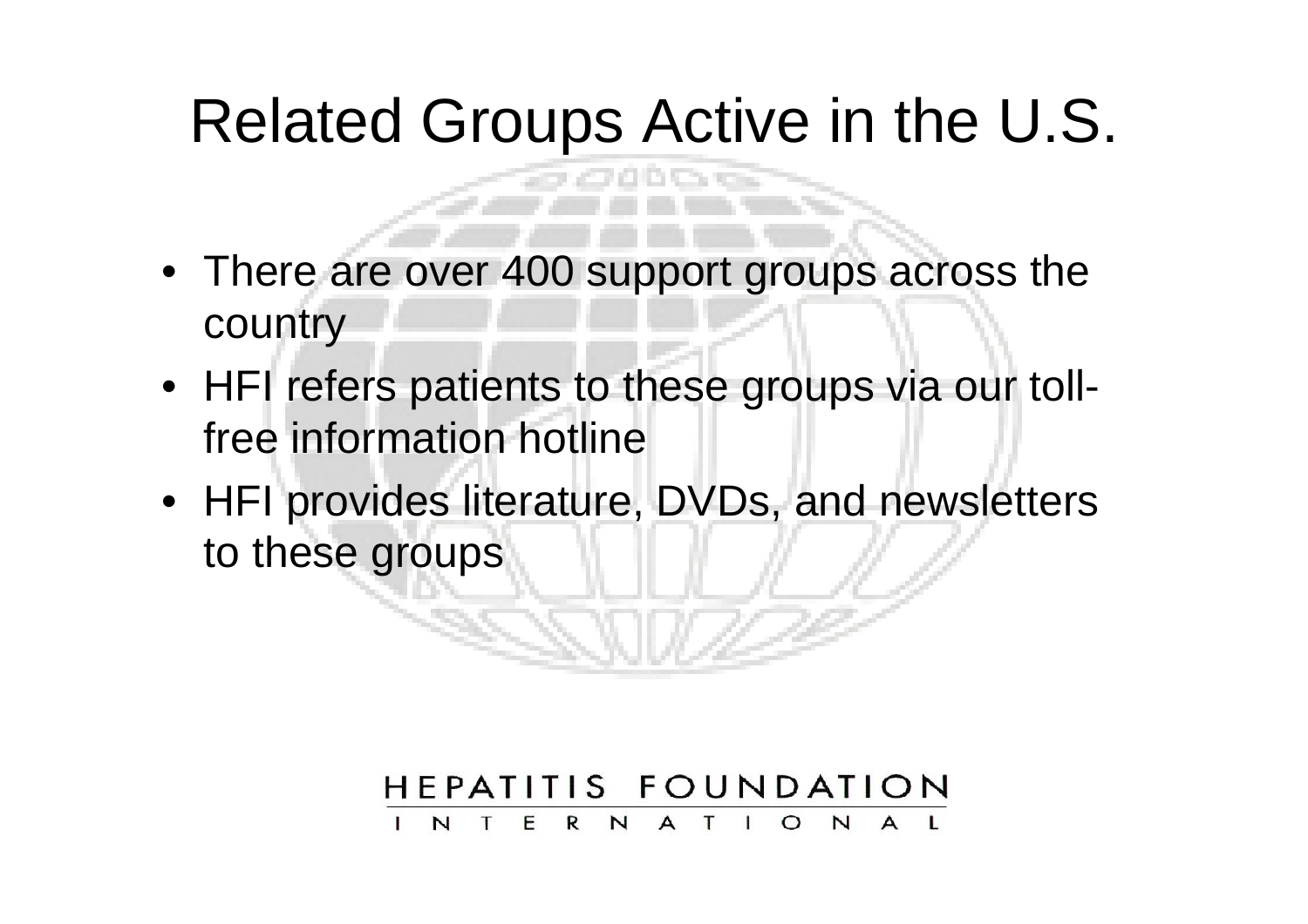# Related Groups Active in the U.S.

- There are over 400 support groups across the country
- HFI refers patients to these groups via our toll-free information hotline
- HFI provides literature, DVDs, and newsletters to these groups

HEPATITIS FOUNDATION
INTERNATIONAL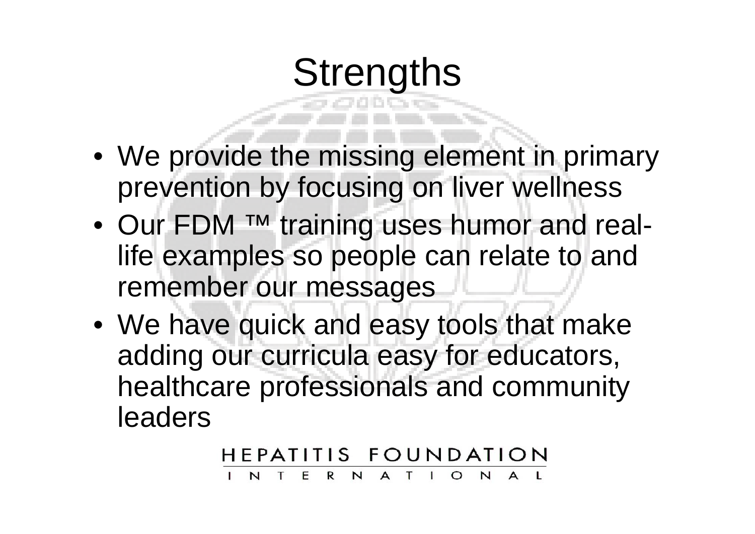# Strengths

- We provide the missing element in primary prevention by focusing on liver wellness
- Our FDM ™ training uses humor and real-life examples so people can relate to and remember our messages
- We have quick and easy tools that make adding our curricula easy for educators, healthcare professionals and community leaders

HEPATITIS FOUNDATION INTERNATIONAL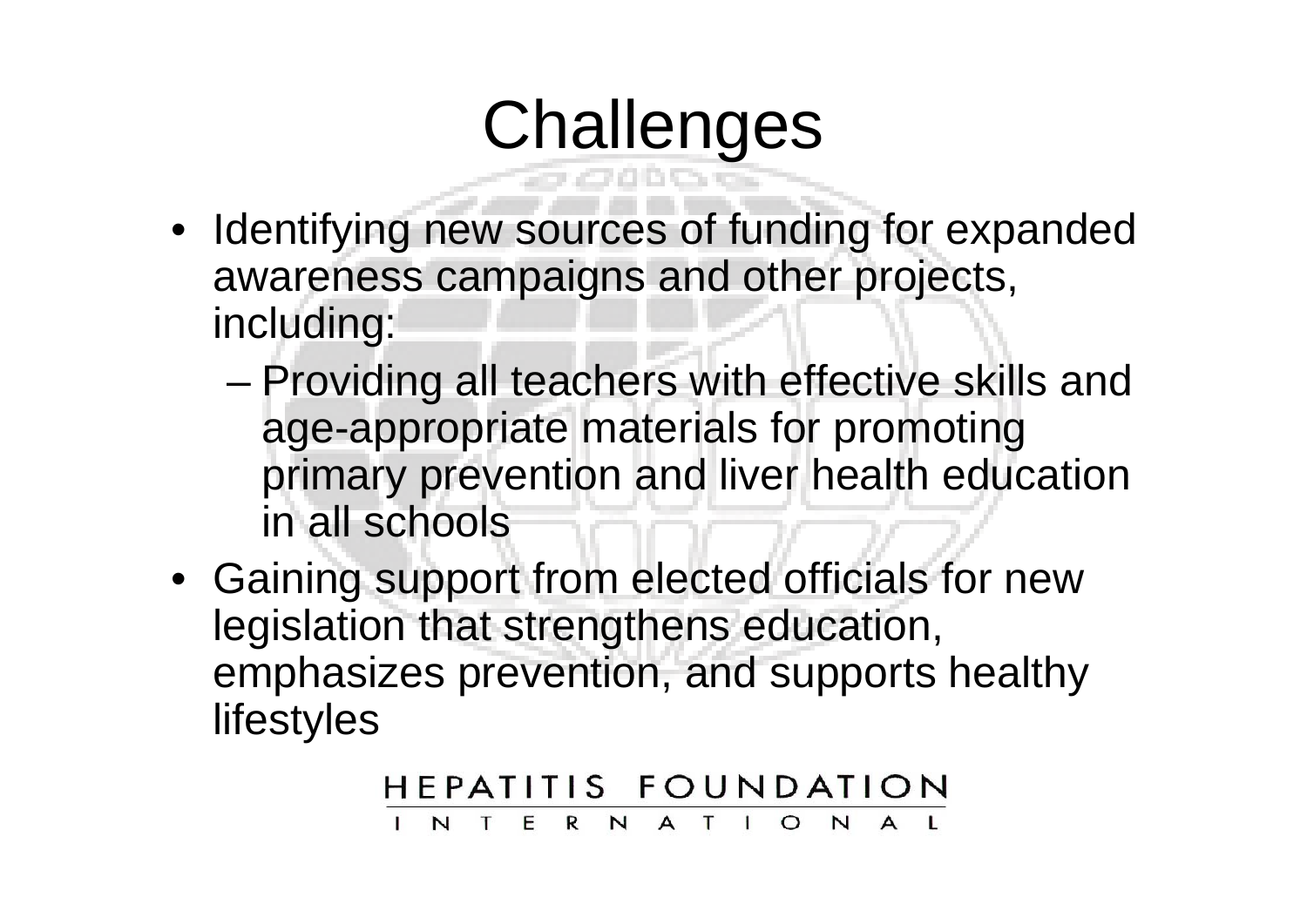# Challenges

- Identifying new sources of funding for expanded awareness campaigns and other projects, including:
  - Providing all teachers with effective skills and age-appropriate materials for promoting primary prevention and liver health education in all schools
- Gaining support from elected officials for new legislation that strengthens education, emphasizes prevention, and supports healthy lifestyles

HEPATITIS FOUNDATION INTERNATIONAL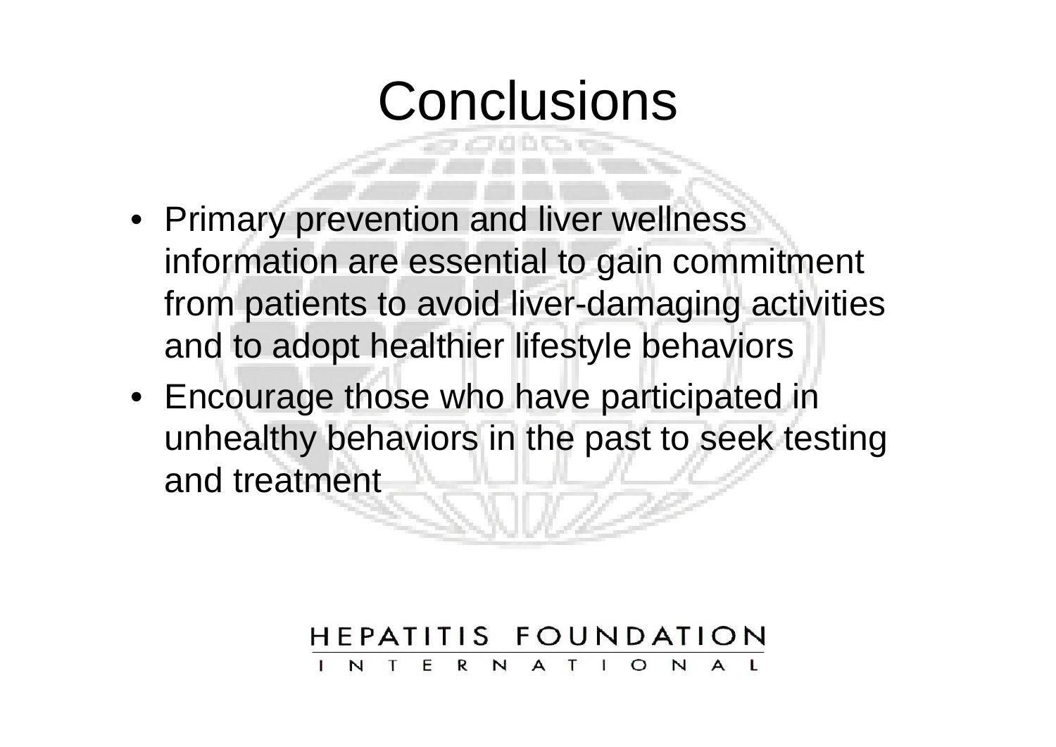# Conclusions

- Primary prevention and liver wellness information are essential to gain commitment from patients to avoid liver-damaging activities and to adopt healthier lifestyle behaviors
- Encourage those who have participated in unhealthy behaviors in the past to seek testing and treatment

HEPATITIS FOUNDATION INTERNATIONAL